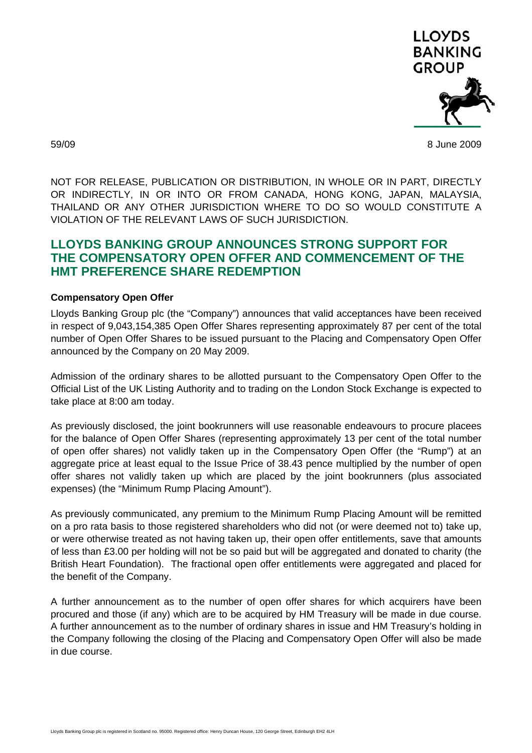LLOYDS BANKING GROUP

59/09

8 June 2009

NOT FOR RELEASE, PUBLICATION OR DISTRIBUTION, IN WHOLE OR IN PART, DIRECTLY OR INDIRECTLY, IN OR INTO OR FROM CANADA, HONG KONG, JAPAN, MALAYSIA, THAILAND OR ANY OTHER JURISDICTION WHERE TO DO SO WOULD CONSTITUTE A VIOLATION OF THE RELEVANT LAWS OF SUCH JURISDICTION.

# LLOYDS BANKING GROUP ANNOUNCES STRONG SUPPORT FOR THE COMPENSATORY OPEN OFFER AND COMMENCEMENT OF THE HMT PREFERENCE SHARE REDEMPTION

**Compensatory Open Offer**

Lloyds Banking Group plc (the "Company") announces that valid acceptances have been received in respect of 9,043,154,385 Open Offer Shares representing approximately 87 per cent of the total number of Open Offer Shares to be issued pursuant to the Placing and Compensatory Open Offer announced by the Company on 20 May 2009.

Admission of the ordinary shares to be allotted pursuant to the Compensatory Open Offer to the Official List of the UK Listing Authority and to trading on the London Stock Exchange is expected to take place at 8:00 am today.

As previously disclosed, the joint bookrunners will use reasonable endeavours to procure placees for the balance of Open Offer Shares (representing approximately 13 per cent of the total number of open offer shares) not validly taken up in the Compensatory Open Offer (the "Rump") at an aggregate price at least equal to the Issue Price of 38.43 pence multiplied by the number of open offer shares not validly taken up which are placed by the joint bookrunners (plus associated expenses) (the "Minimum Rump Placing Amount").

As previously communicated, any premium to the Minimum Rump Placing Amount will be remitted on a pro rata basis to those registered shareholders who did not (or were deemed not to) take up, or were otherwise treated as not having taken up, their open offer entitlements, save that amounts of less than £3.00 per holding will not be so paid but will be aggregated and donated to charity (the British Heart Foundation). The fractional open offer entitlements were aggregated and placed for the benefit of the Company.

A further announcement as to the number of open offer shares for which acquirers have been procured and those (if any) which are to be acquired by HM Treasury will be made in due course. A further announcement as to the number of ordinary shares in issue and HM Treasury's holding in the Company following the closing of the Placing and Compensatory Open Offer will also be made in due course.

Lloyds Banking Group plc is registered in Scotland no. 95000. Registered office: Henry Duncan House, 120 George Street, Edinburgh EH2 4LH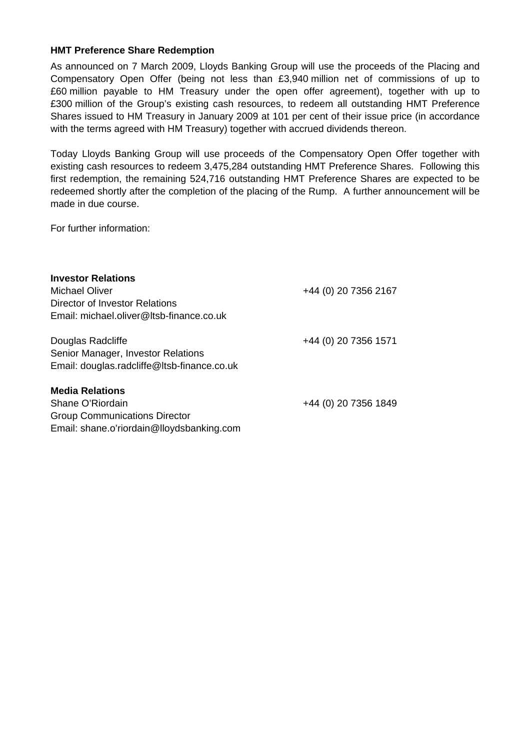**HMT Preference Share Redemption**

As announced on 7 March 2009, Lloyds Banking Group will use the proceeds of the Placing and Compensatory Open Offer (being not less than £3,940 million net of commissions of up to £60 million payable to HM Treasury under the open offer agreement), together with up to £300 million of the Group's existing cash resources, to redeem all outstanding HMT Preference Shares issued to HM Treasury in January 2009 at 101 per cent of their issue price (in accordance with the terms agreed with HM Treasury) together with accrued dividends thereon.

Today Lloyds Banking Group will use proceeds of the Compensatory Open Offer together with existing cash resources to redeem 3,475,284 outstanding HMT Preference Shares. Following this first redemption, the remaining 524,716 outstanding HMT Preference Shares are expected to be redeemed shortly after the completion of the placing of the Rump. A further announcement will be made in due course.

For further information:

**Investor Relations**

Michael Oliver — +44 (0) 20 7356 2167
Director of Investor Relations
Email: michael.oliver@ltsb-finance.co.uk

Douglas Radcliffe — +44 (0) 20 7356 1571
Senior Manager, Investor Relations
Email: douglas.radcliffe@ltsb-finance.co.uk

**Media Relations**

Shane O'Riordain — +44 (0) 20 7356 1849
Group Communications Director
Email: shane.o'riordain@lloydsbanking.com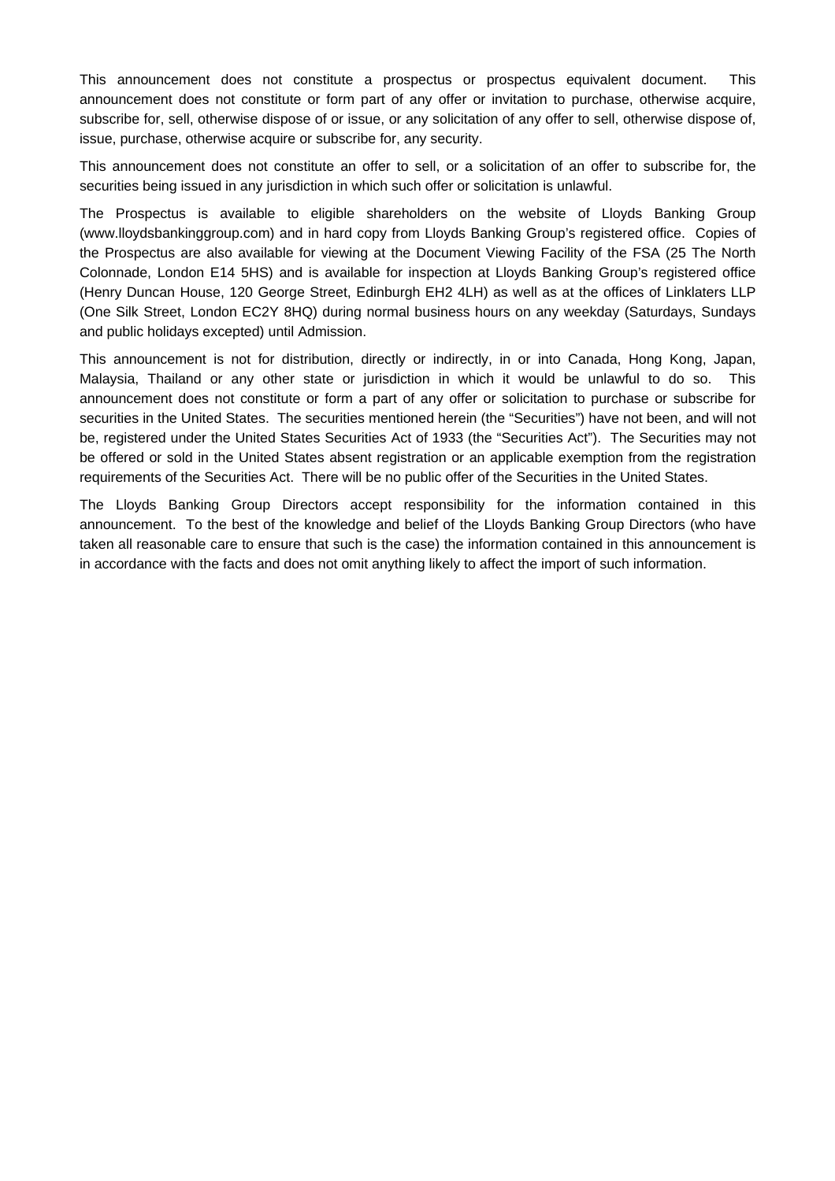This announcement does not constitute a prospectus or prospectus equivalent document. This announcement does not constitute or form part of any offer or invitation to purchase, otherwise acquire, subscribe for, sell, otherwise dispose of or issue, or any solicitation of any offer to sell, otherwise dispose of, issue, purchase, otherwise acquire or subscribe for, any security.

This announcement does not constitute an offer to sell, or a solicitation of an offer to subscribe for, the securities being issued in any jurisdiction in which such offer or solicitation is unlawful.

The Prospectus is available to eligible shareholders on the website of Lloyds Banking Group (www.lloydsbankinggroup.com) and in hard copy from Lloyds Banking Group's registered office. Copies of the Prospectus are also available for viewing at the Document Viewing Facility of the FSA (25 The North Colonnade, London E14 5HS) and is available for inspection at Lloyds Banking Group's registered office (Henry Duncan House, 120 George Street, Edinburgh EH2 4LH) as well as at the offices of Linklaters LLP (One Silk Street, London EC2Y 8HQ) during normal business hours on any weekday (Saturdays, Sundays and public holidays excepted) until Admission.

This announcement is not for distribution, directly or indirectly, in or into Canada, Hong Kong, Japan, Malaysia, Thailand or any other state or jurisdiction in which it would be unlawful to do so. This announcement does not constitute or form a part of any offer or solicitation to purchase or subscribe for securities in the United States. The securities mentioned herein (the "Securities") have not been, and will not be, registered under the United States Securities Act of 1933 (the "Securities Act"). The Securities may not be offered or sold in the United States absent registration or an applicable exemption from the registration requirements of the Securities Act. There will be no public offer of the Securities in the United States.

The Lloyds Banking Group Directors accept responsibility for the information contained in this announcement. To the best of the knowledge and belief of the Lloyds Banking Group Directors (who have taken all reasonable care to ensure that such is the case) the information contained in this announcement is in accordance with the facts and does not omit anything likely to affect the import of such information.